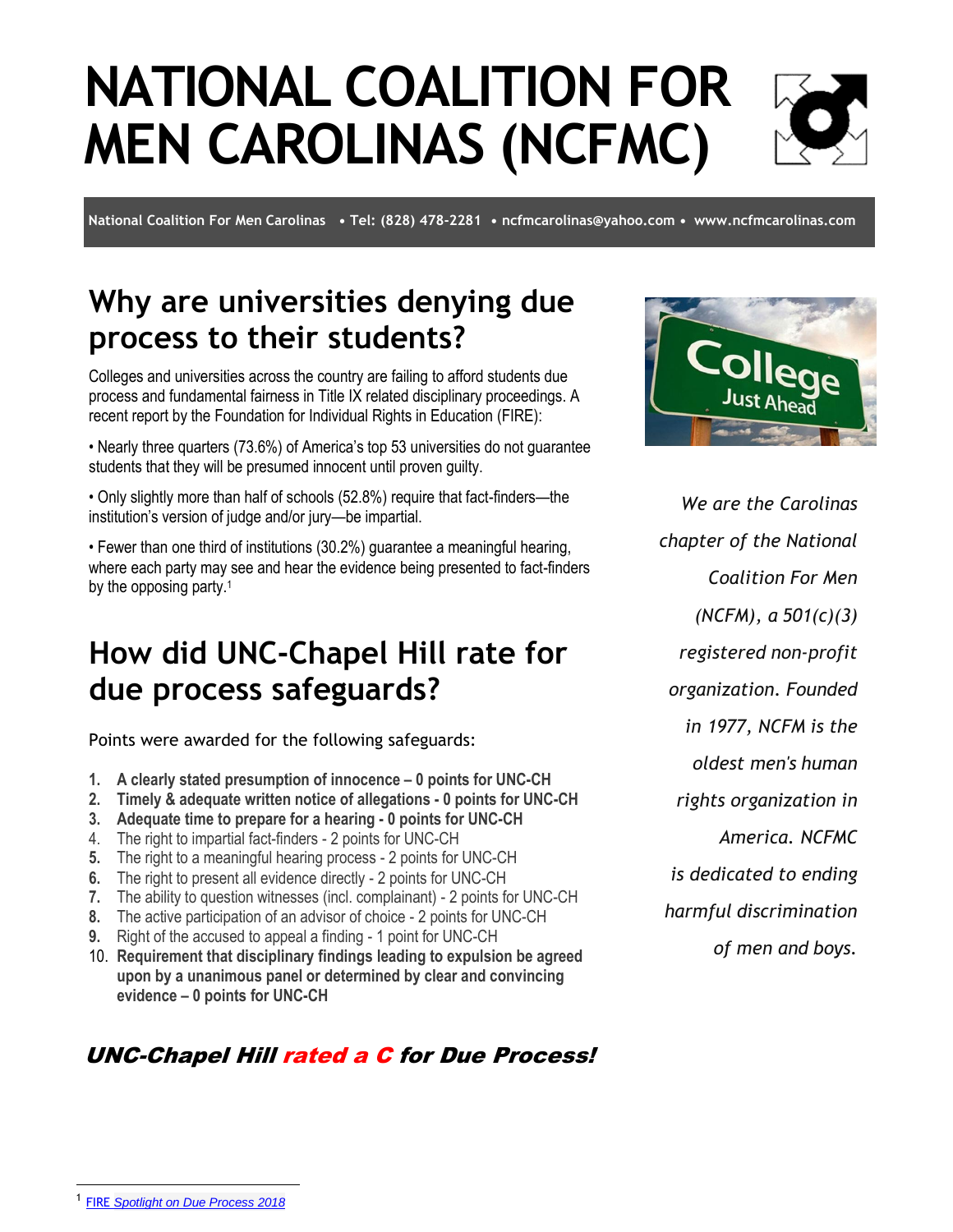# NATIONAL COALITION FOR MEN CAROLINAS (NCFMC)

**National Coalition For Men Carolinas • Tel: (828) 478-2281 • ncfmcarolinas@yahoo.com • www.ncfmcarolinas.com**

## Why are universities denying due process to their students?

Colleges and universities across the country are failing to afford students due process and fundamental fairness in Title IX related disciplinary proceedings. A recent report by the Foundation for Individual Rights in Education (FIRE):

• Nearly three quarters (73.6%) of America's top 53 universities do not guarantee students that they will be presumed innocent until proven guilty.

• Only slightly more than half of schools (52.8%) require that fact-finders—the institution's version of judge and/or jury—be impartial.

• Fewer than one third of institutions (30.2%) guarantee a meaningful hearing, where each party may see and hear the evidence being presented to fact-finders by the opposing party.[1]

## How did UNC-Chapel Hill rate for due process safeguards?

Points were awarded for the following safeguards:

1. **A clearly stated presumption of innocence – 0 points for UNC-CH**
2. **Timely & adequate written notice of allegations - 0 points for UNC-CH**
3. **Adequate time to prepare for a hearing - 0 points for UNC-CH**
4. The right to impartial fact-finders - 2 points for UNC-CH
5. The right to a meaningful hearing process - 2 points for UNC-CH
6. The right to present all evidence directly - 2 points for UNC-CH
7. The ability to question witnesses (incl. complainant) - 2 points for UNC-CH
8. The active participation of an advisor of choice - 2 points for UNC-CH
9. Right of the accused to appeal a finding - 1 point for UNC-CH
10. **Requirement that disciplinary findings leading to expulsion be agreed upon by a unanimous panel or determined by clear and convincing evidence – 0 points for UNC-CH**

### *UNC-Chapel Hill rated a C for Due Process!*

*We are the Carolinas chapter of the National Coalition For Men (NCFM), a 501(c)(3) registered non-profit organization. Founded in 1977, NCFM is the oldest men's human rights organization in America. NCFMC is dedicated to ending harmful discrimination of men and boys.*

[1] FIRE *Spotlight on Due Process 2018*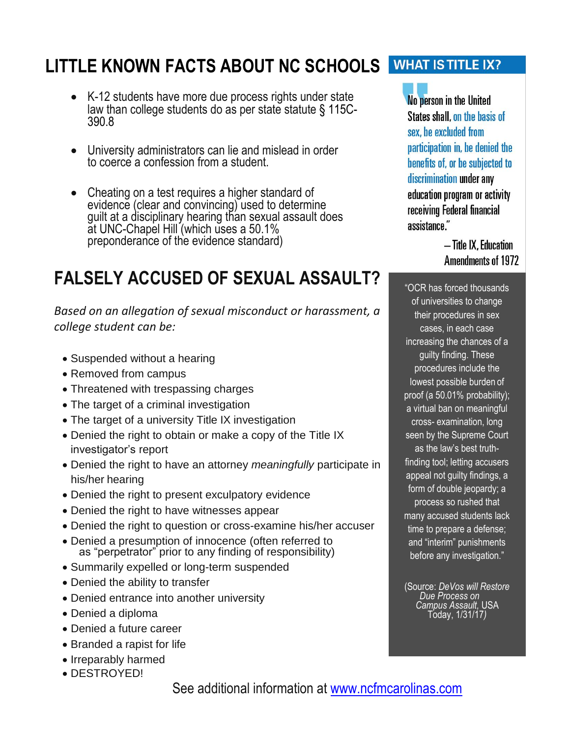# LITTLE KNOWN FACTS ABOUT NC SCHOOLS

- K-12 students have more due process rights under state law than college students do as per state statute § 115C-390.8
- University administrators can lie and mislead in order to coerce a confession from a student.
- Cheating on a test requires a higher standard of evidence (clear and convincing) used to determine guilt at a disciplinary hearing than sexual assault does at UNC-Chapel Hill (which uses a 50.1% preponderance of the evidence standard)

# FALSELY ACCUSED OF SEXUAL ASSAULT?

*Based on an allegation of sexual misconduct or harassment, a college student can be:*

- Suspended without a hearing
- Removed from campus
- Threatened with trespassing charges
- The target of a criminal investigation
- The target of a university Title IX investigation
- Denied the right to obtain or make a copy of the Title IX investigator's report
- Denied the right to have an attorney *meaningfully* participate in his/her hearing
- Denied the right to present exculpatory evidence
- Denied the right to have witnesses appear
- Denied the right to question or cross-examine his/her accuser
- Denied a presumption of innocence (often referred to as "perpetrator" prior to any finding of responsibility)
- Summarily expelled or long-term suspended
- Denied the ability to transfer
- Denied entrance into another university
- Denied a diploma
- Denied a future career
- Branded a rapist for life
- Irreparably harmed
- DESTROYED!

## WHAT IS TITLE IX?

"No person in the United States shall, on the basis of sex, be excluded from participation in, be denied the benefits of, or be subjected to discrimination under any education program or activity receiving Federal financial assistance."

– Title IX, Education Amendments of 1972

"OCR has forced thousands of universities to change their procedures in sex cases, in each case increasing the chances of a guilty finding. These procedures include the lowest possible burden of proof (a 50.01% probability); a virtual ban on meaningful cross- examination, long seen by the Supreme Court as the law's best truth-finding tool; letting accusers appeal not guilty findings, a form of double jeopardy; a process so rushed that many accused students lack time to prepare a defense; and "interim" punishments before any investigation."

(Source: *DeVos will Restore Due Process on Campus Assault*, USA Today, 1/31/17*)*

See additional information at www.ncfmcarolinas.com